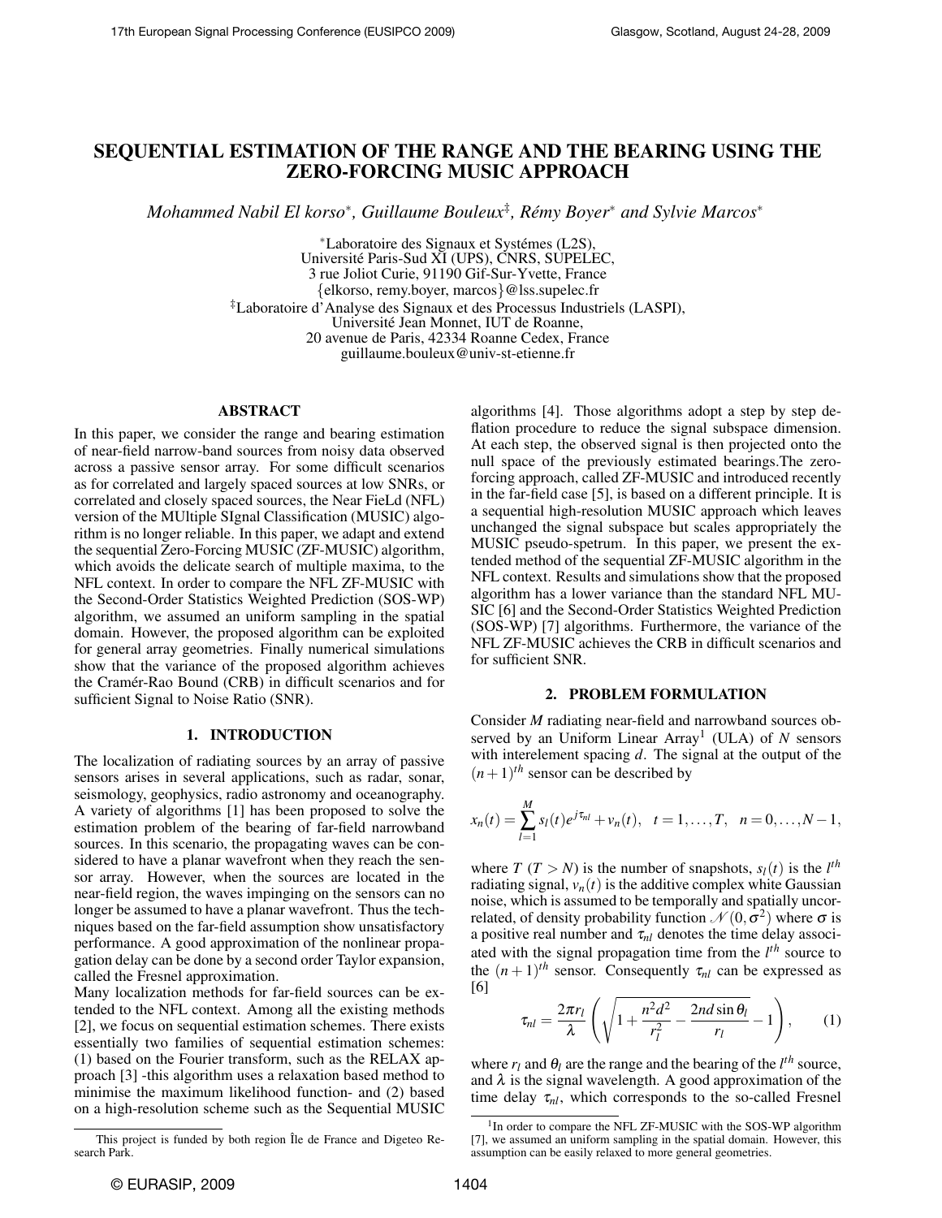# SEQUENTIAL ESTIMATION OF THE RANGE AND THE BEARING USING THE ZERO-FORCING MUSIC APPROACH

*Mohammed Nabil El korso*, Guillaume Bouleux‡, Rémy Boyer* and Sylvie Marcos**

*Laboratoire des Signaux et Systémes (L2S),
Université Paris-Sud XI (UPS), CNRS, SUPELEC,
3 rue Joliot Curie, 91190 Gif-Sur-Yvette, France
{elkorso, remy.boyer, marcos}@lss.supelec.fr

‡Laboratoire d'Analyse des Signaux et des Processus Industriels (LASPI),
Université Jean Monnet, IUT de Roanne,
20 avenue de Paris, 42334 Roanne Cedex, France
guillaume.bouleux@univ-st-etienne.fr

## ABSTRACT

In this paper, we consider the range and bearing estimation of near-field narrow-band sources from noisy data observed across a passive sensor array. For some difficult scenarios as for correlated and largely spaced sources at low SNRs, or correlated and closely spaced sources, the Near FieLd (NFL) version of the MUltiple SIgnal Classification (MUSIC) algorithm is no longer reliable. In this paper, we adapt and extend the sequential Zero-Forcing MUSIC (ZF-MUSIC) algorithm, which avoids the delicate search of multiple maxima, to the NFL context. In order to compare the NFL ZF-MUSIC with the Second-Order Statistics Weighted Prediction (SOS-WP) algorithm, we assumed an uniform sampling in the spatial domain. However, the proposed algorithm can be exploited for general array geometries. Finally numerical simulations show that the variance of the proposed algorithm achieves the Cramér-Rao Bound (CRB) in difficult scenarios and for sufficient Signal to Noise Ratio (SNR).

## 1. INTRODUCTION

The localization of radiating sources by an array of passive sensors arises in several applications, such as radar, sonar, seismology, geophysics, radio astronomy and oceanography. A variety of algorithms [1] has been proposed to solve the estimation problem of the bearing of far-field narrowband sources. In this scenario, the propagating waves can be considered to have a planar wavefront when they reach the sensor array. However, when the sources are located in the near-field region, the waves impinging on the sensors can no longer be assumed to have a planar wavefront. Thus the techniques based on the far-field assumption show unsatisfactory performance. A good approximation of the nonlinear propagation delay can be done by a second order Taylor expansion, called the Fresnel approximation.

Many localization methods for far-field sources can be extended to the NFL context. Among all the existing methods [2], we focus on sequential estimation schemes. There exists essentially two families of sequential estimation schemes: (1) based on the Fourier transform, such as the RELAX approach [3] -this algorithm uses a relaxation based method to minimise the maximum likelihood function- and (2) based on a high-resolution scheme such as the Sequential MUSIC algorithms [4]. Those algorithms adopt a step by step deflation procedure to reduce the signal subspace dimension. At each step, the observed signal is then projected onto the null space of the previously estimated bearings.The zero-forcing approach, called ZF-MUSIC and introduced recently in the far-field case [5], is based on a different principle. It is a sequential high-resolution MUSIC approach which leaves unchanged the signal subspace but scales appropriately the MUSIC pseudo-spetrum. In this paper, we present the extended method of the sequential ZF-MUSIC algorithm in the NFL context. Results and simulations show that the proposed algorithm has a lower variance than the standard NFL MUSIC [6] and the Second-Order Statistics Weighted Prediction (SOS-WP) [7] algorithms. Furthermore, the variance of the NFL ZF-MUSIC achieves the CRB in difficult scenarios and for sufficient SNR.

## 2. PROBLEM FORMULATION

Consider $M$ radiating near-field and narrowband sources observed by an Uniform Linear Array[1] (ULA) of $N$ sensors with interelement spacing $d$. The signal at the output of the $(n+1)^{th}$ sensor can be described by

$$x_n(t) = \sum_{l=1}^{M} s_l(t) e^{j\tau_{nl}} + v_n(t), \quad t = 1, \ldots, T, \quad n = 0, \ldots, N-1,$$

where $T$ ($T > N$) is the number of snapshots, $s_l(t)$ is the $l^{th}$ radiating signal, $v_n(t)$ is the additive complex white Gaussian noise, which is assumed to be temporally and spatially uncorrelated, of density probability function $\mathcal{N}(0, \sigma^2)$ where $\sigma$ is a positive real number and $\tau_{nl}$ denotes the time delay associated with the signal propagation time from the $l^{th}$ source to the $(n+1)^{th}$ sensor. Consequently $\tau_{nl}$ can be expressed as [6]

$$\tau_{nl} = \frac{2\pi r_l}{\lambda}\left(\sqrt{1 + \frac{n^2 d^2}{r_l^2} - \frac{2nd\sin\theta_l}{r_l}} - 1\right), \qquad (1)$$

where $r_l$ and $\theta_l$ are the range and the bearing of the $l^{th}$ source, and $\lambda$ is the signal wavelength. A good approximation of the time delay $\tau_{nl}$, which corresponds to the so-called Fresnel

---

This project is funded by both region Île de France and Digeteo Research Park.

[1] In order to compare the NFL ZF-MUSIC with the SOS-WP algorithm [7], we assumed an uniform sampling in the spatial domain. However, this assumption can be easily relaxed to more general geometries.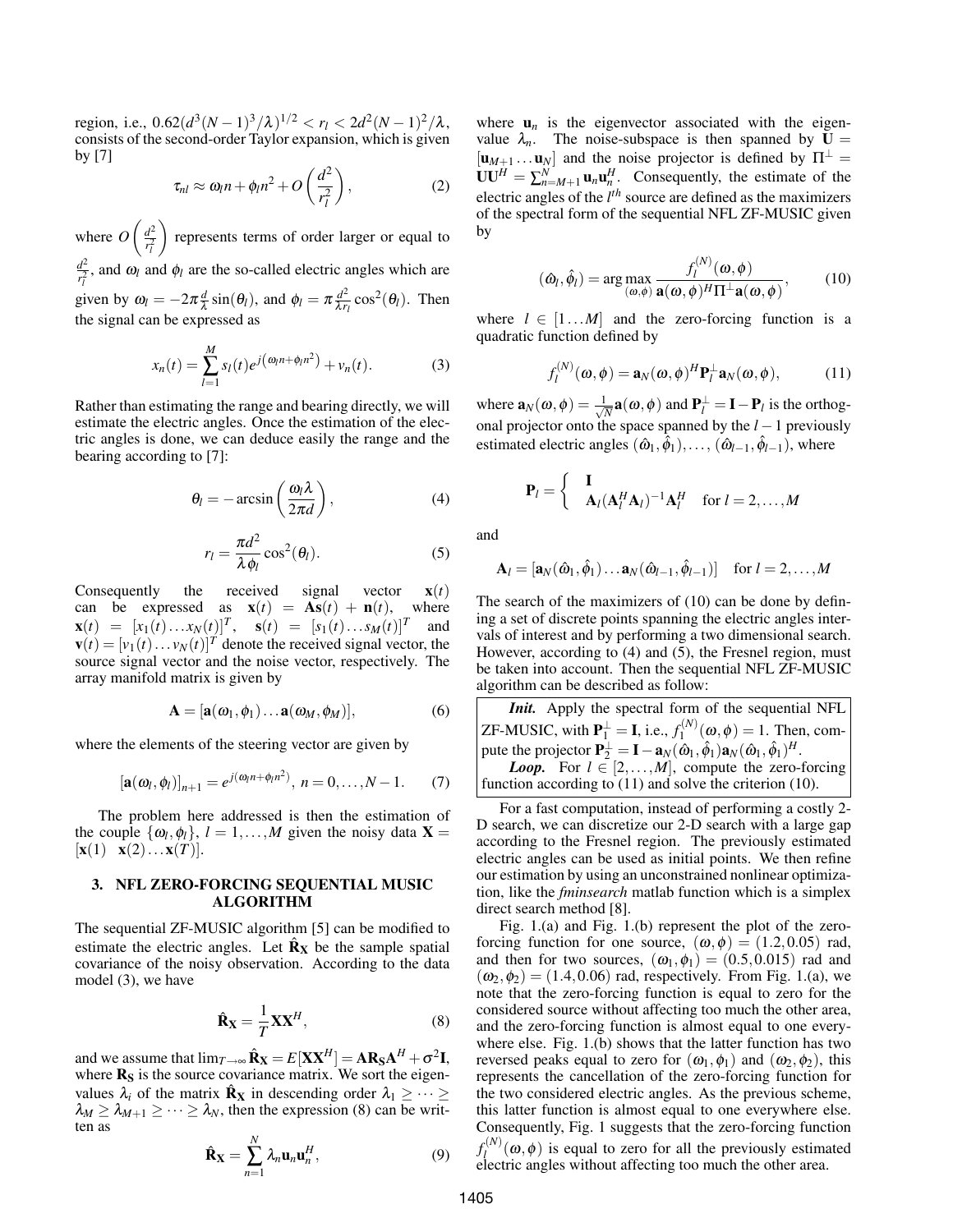region, i.e., $0.62(d^3(N-1)^3/\lambda)^{1/2} < r_l < 2d^2(N-1)^2/\lambda$, consists of the second-order Taylor expansion, which is given by [7]

$$\tau_{nl} \approx \omega_l n + \phi_l n^2 + O\left(\frac{d^2}{r_l^2}\right), \tag{2}$$

where $O\left(\frac{d^2}{r_l^2}\right)$ represents terms of order larger or equal to $\frac{d^2}{r_l^2}$, and $\omega_l$ and $\phi_l$ are the so-called electric angles which are given by $\omega_l = -2\pi\frac{d}{\lambda}\sin(\theta_l)$, and $\phi_l = \pi\frac{d^2}{\lambda r_l}\cos^2(\theta_l)$. Then the signal can be expressed as

$$x_n(t) = \sum_{l=1}^{M} s_l(t) e^{j\left(\omega_l n + \phi_l n^2\right)} + v_n(t). \tag{3}$$

Rather than estimating the range and bearing directly, we will estimate the electric angles. Once the estimation of the electric angles is done, we can deduce easily the range and the bearing according to [7]:

$$\theta_l = -\arcsin\left(\frac{\omega_l \lambda}{2\pi d}\right), \tag{4}$$

$$r_l = \frac{\pi d^2}{\lambda \phi_l}\cos^2(\theta_l). \tag{5}$$

Consequently the received signal vector $\mathbf{x}(t)$ can be expressed as $\mathbf{x}(t) = \mathbf{A}\mathbf{s}(t) + \mathbf{n}(t)$, where $\mathbf{x}(t) = [x_1(t)\dots x_N(t)]^T$, $\mathbf{s}(t) = [s_1(t)\dots s_M(t)]^T$ and $\mathbf{v}(t) = [v_1(t)\dots v_N(t)]^T$ denote the received signal vector, the source signal vector and the noise vector, respectively. The array manifold matrix is given by

$$\mathbf{A} = [\mathbf{a}(\omega_1, \phi_1)\dots\mathbf{a}(\omega_M, \phi_M)], \tag{6}$$

where the elements of the steering vector are given by

$$[\mathbf{a}(\omega_l, \phi_l)]_{n+1} = e^{j(\omega_l n + \phi_l n^2)},\ n = 0, \dots, N-1. \tag{7}$$

The problem here addressed is then the estimation of the couple $\{\omega_l, \phi_l\}$, $l = 1, \dots, M$ given the noisy data $\mathbf{X} = [\mathbf{x}(1) \quad \mathbf{x}(2)\dots\mathbf{x}(T)]$.

## 3. NFL ZERO-FORCING SEQUENTIAL MUSIC ALGORITHM

The sequential ZF-MUSIC algorithm [5] can be modified to estimate the electric angles. Let $\hat{\mathbf{R}}_\mathbf{X}$ be the sample spatial covariance of the noisy observation. According to the data model (3), we have

$$\hat{\mathbf{R}}_\mathbf{X} = \frac{1}{T}\mathbf{X}\mathbf{X}^H, \tag{8}$$

and we assume that $\lim_{T\to\infty}\hat{\mathbf{R}}_\mathbf{X} = E[\mathbf{X}\mathbf{X}^H] = \mathbf{A}\mathbf{R}_\mathbf{S}\mathbf{A}^H + \sigma^2\mathbf{I}$, where $\mathbf{R}_\mathbf{S}$ is the source covariance matrix. We sort the eigenvalues $\lambda_i$ of the matrix $\hat{\mathbf{R}}_\mathbf{X}$ in descending order $\lambda_1 \geq \dots \geq \lambda_M \geq \lambda_{M+1} \geq \dots \geq \lambda_N$, then the expression (8) can be written as

$$\hat{\mathbf{R}}_\mathbf{X} = \sum_{n=1}^{N}\lambda_n \mathbf{u}_n\mathbf{u}_n^H, \tag{9}$$

where $\mathbf{u}_n$ is the eigenvector associated with the eigenvalue $\lambda_n$. The noise-subspace is then spanned by $\mathbf{U} = [\mathbf{u}_{M+1}\dots\mathbf{u}_N]$ and the noise projector is defined by $\Pi^\perp = \mathbf{U}\mathbf{U}^H = \sum_{n=M+1}^{N}\mathbf{u}_n\mathbf{u}_n^H$. Consequently, the estimate of the electric angles of the $l^{th}$ source are defined as the maximizers of the spectral form of the sequential NFL ZF-MUSIC given by

$$(\hat{\omega}_l, \hat{\phi}_l) = \arg\max_{(\omega,\phi)}\frac{f_l^{(N)}(\omega,\phi)}{\mathbf{a}(\omega,\phi)^H\Pi^\perp\mathbf{a}(\omega,\phi)}, \tag{10}$$

where $l \in [1\dots M]$ and the zero-forcing function is a quadratic function defined by

$$f_l^{(N)}(\omega,\phi) = \mathbf{a}_N(\omega,\phi)^H\mathbf{P}_l^\perp\mathbf{a}_N(\omega,\phi), \tag{11}$$

where $\mathbf{a}_N(\omega,\phi) = \frac{1}{\sqrt{N}}\mathbf{a}(\omega,\phi)$ and $\mathbf{P}_l^\perp = \mathbf{I} - \mathbf{P}_l$ is the orthogonal projector onto the space spanned by the $l-1$ previously estimated electric angles $(\hat{\omega}_1, \hat{\phi}_1), \dots, (\hat{\omega}_{l-1}, \hat{\phi}_{l-1})$, where

$$\mathbf{P}_l = \begin{cases} \mathbf{I} & \\ \mathbf{A}_l(\mathbf{A}_l^H\mathbf{A}_l)^{-1}\mathbf{A}_l^H & \text{for } l = 2, \dots, M \end{cases}$$

and

$$\mathbf{A}_l = [\mathbf{a}_N(\hat{\omega}_1, \hat{\phi}_1)\dots\mathbf{a}_N(\hat{\omega}_{l-1}, \hat{\phi}_{l-1})] \quad \text{for } l = 2, \dots, M$$

The search of the maximizers of (10) can be done by defining a set of discrete points spanning the electric angles intervals of interest and by performing a two dimensional search. However, according to (4) and (5), the Fresnel region, must be taken into account. Then the sequential NFL ZF-MUSIC algorithm can be described as follow:

> ***Init.*** Apply the spectral form of the sequential NFL ZF-MUSIC, with $\mathbf{P}_1^\perp = \mathbf{I}$, i.e., $f_1^{(N)}(\omega,\phi) = 1$. Then, compute the projector $\mathbf{P}_2^\perp = \mathbf{I} - \mathbf{a}_N(\hat{\omega}_1, \hat{\phi}_1)\mathbf{a}_N(\hat{\omega}_1, \hat{\phi}_1)^H$.
>
> ***Loop.*** For $l \in [2, \dots, M]$, compute the zero-forcing function according to (11) and solve the criterion (10).

For a fast computation, instead of performing a costly 2-D search, we can discretize our 2-D search with a large gap according to the Fresnel region. The previously estimated electric angles can be used as initial points. We then refine our estimation by using an unconstrained nonlinear optimization, like the *fminsearch* matlab function which is a simplex direct search method [8].

Fig. 1.(a) and Fig. 1.(b) represent the plot of the zero-forcing function for one source, $(\omega,\phi) = (1.2, 0.05)$ rad, and then for two sources, $(\omega_1,\phi_1) = (0.5, 0.015)$ rad and $(\omega_2,\phi_2) = (1.4, 0.06)$ rad, respectively. From Fig. 1.(a), we note that the zero-forcing function is equal to zero for the considered source without affecting too much the other area, and the zero-forcing function is almost equal to one everywhere else. Fig. 1.(b) shows that the latter function has two reversed peaks equal to zero for $(\omega_1,\phi_1)$ and $(\omega_2,\phi_2)$, this represents the cancellation of the zero-forcing function for the two considered electric angles. As the previous scheme, this latter function is almost equal to one everywhere else. Consequently, Fig. 1 suggests that the zero-forcing function $f_l^{(N)}(\omega,\phi)$ is equal to zero for all the previously estimated electric angles without affecting too much the other area.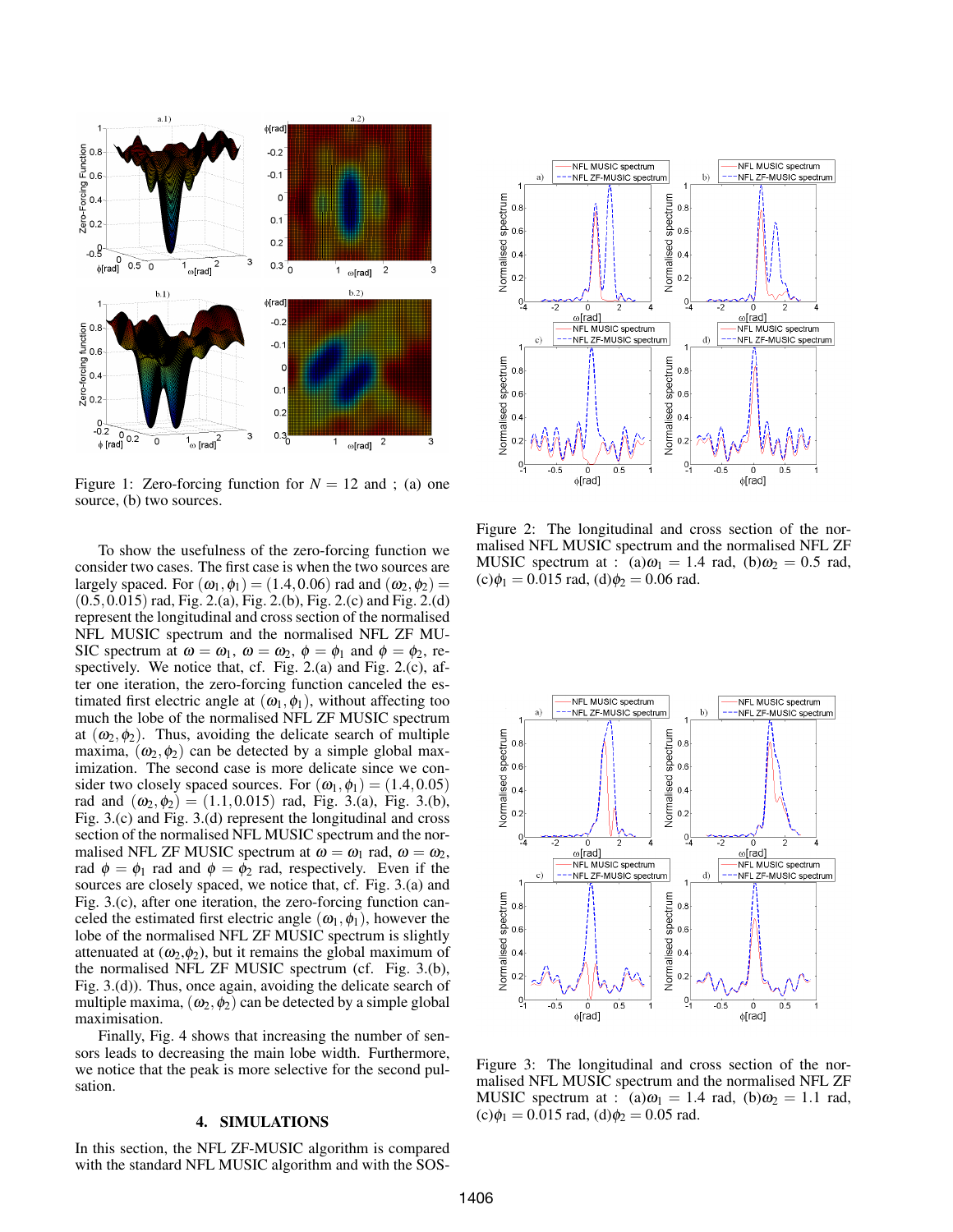Figure 1: Zero-forcing function for $N = 12$ and ; (a) one source, (b) two sources.

To show the usefulness of the zero-forcing function we consider two cases. The first case is when the two sources are largely spaced. For $(\omega_1, \phi_1) = (1.4, 0.06)$ rad and $(\omega_2, \phi_2) = (0.5, 0.015)$ rad, Fig. 2.(a), Fig. 2.(b), Fig. 2.(c) and Fig. 2.(d) represent the longitudinal and cross section of the normalised NFL MUSIC spectrum and the normalised NFL ZF MUSIC spectrum at $\omega = \omega_1$, $\omega = \omega_2$, $\phi = \phi_1$ and $\phi = \phi_2$, respectively. We notice that, cf. Fig. 2.(a) and Fig. 2.(c), after one iteration, the zero-forcing function canceled the estimated first electric angle at $(\omega_1, \phi_1)$, without affecting too much the lobe of the normalised NFL ZF MUSIC spectrum at $(\omega_2, \phi_2)$. Thus, avoiding the delicate search of multiple maxima, $(\omega_2, \phi_2)$ can be detected by a simple global maximization. The second case is more delicate since we consider two closely spaced sources. For $(\omega_1, \phi_1) = (1.4, 0.05)$ rad and $(\omega_2, \phi_2) = (1.1, 0.015)$ rad, Fig. 3.(a), Fig. 3.(b), Fig. 3.(c) and Fig. 3.(d) represent the longitudinal and cross section of the normalised NFL MUSIC spectrum and the normalised NFL ZF MUSIC spectrum at $\omega = \omega_1$ rad, $\omega = \omega_2$, rad $\phi = \phi_1$ rad and $\phi = \phi_2$ rad, respectively. Even if the sources are closely spaced, we notice that, cf. Fig. 3.(a) and Fig. 3.(c), after one iteration, the zero-forcing function canceled the estimated first electric angle $(\omega_1, \phi_1)$, however the lobe of the normalised NFL ZF MUSIC spectrum is slightly attenuated at $(\omega_2, \phi_2)$, but it remains the global maximum of the normalised NFL ZF MUSIC spectrum (cf. Fig. 3.(b), Fig. 3.(d)). Thus, once again, avoiding the delicate search of multiple maxima, $(\omega_2, \phi_2)$ can be detected by a simple global maximisation.

Finally, Fig. 4 shows that increasing the number of sensors leads to decreasing the main lobe width. Furthermore, we notice that the peak is more selective for the second pulsation.

## 4. SIMULATIONS

In this section, the NFL ZF-MUSIC algorithm is compared with the standard NFL MUSIC algorithm and with the SOS-

Figure 2: The longitudinal and cross section of the normalised NFL MUSIC spectrum and the normalised NFL ZF MUSIC spectrum at : (a)$\omega_1 = 1.4$ rad, (b)$\omega_2 = 0.5$ rad, (c)$\phi_1 = 0.015$ rad, (d)$\phi_2 = 0.06$ rad.

Figure 3: The longitudinal and cross section of the normalised NFL MUSIC spectrum and the normalised NFL ZF MUSIC spectrum at : (a)$\omega_1 = 1.4$ rad, (b)$\omega_2 = 1.1$ rad, (c)$\phi_1 = 0.015$ rad, (d)$\phi_2 = 0.05$ rad.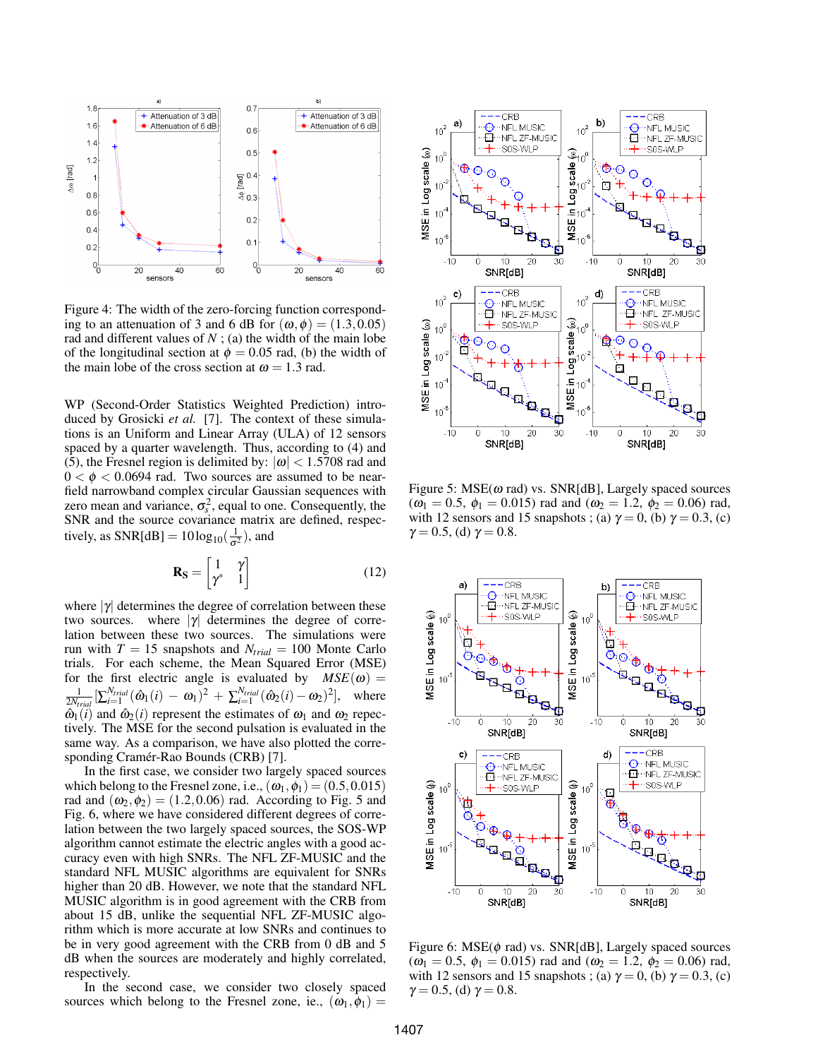Figure 4: The width of the zero-forcing function corresponding to an attenuation of 3 and 6 dB for $(\omega, \phi) = (1.3, 0.05)$ rad and different values of $N$ ; (a) the width of the main lobe of the longitudinal section at $\phi = 0.05$ rad, (b) the width of the main lobe of the cross section at $\omega = 1.3$ rad.

WP (Second-Order Statistics Weighted Prediction) introduced by Grosicki *et al.* [7]. The context of these simulations is an Uniform and Linear Array (ULA) of 12 sensors spaced by a quarter wavelength. Thus, according to (4) and (5), the Fresnel region is delimited by: $|\omega| < 1.5708$ rad and $0 < \phi < 0.0694$ rad. Two sources are assumed to be near-field narrowband complex circular Gaussian sequences with zero mean and variance, $\sigma_s^2$, equal to one. Consequently, the SNR and the source covariance matrix are defined, respectively, as $\text{SNR[dB]} = 10\log_{10}(\frac{1}{\sigma^2})$, and

$$\mathbf{R_S} = \begin{bmatrix} 1 & \gamma \\ \gamma^* & 1 \end{bmatrix} \tag{12}$$

where $|\gamma|$ determines the degree of correlation between these two sources. where $|\gamma|$ determines the degree of correlation between these two sources. The simulations were run with $T = 15$ snapshots and $N_{trial} = 100$ Monte Carlo trials. For each scheme, the Mean Squared Error (MSE) for the first electric angle is evaluated by $MSE(\omega) = \frac{1}{2N_{trial}}[\sum_{i=1}^{N_{trial}}(\hat{\omega}_1(i) - \omega_1)^2 + \sum_{i=1}^{N_{trial}}(\hat{\omega}_2(i) - \omega_2)^2]$, where $\hat{\omega}_1(i)$ and $\hat{\omega}_2(i)$ represent the estimates of $\omega_1$ and $\omega_2$ repectively. The MSE for the second pulsation is evaluated in the same way. As a comparison, we have also plotted the corresponding Cramér-Rao Bounds (CRB) [7].

In the first case, we consider two largely spaced sources which belong to the Fresnel zone, i.e., $(\omega_1, \phi_1) = (0.5, 0.015)$ rad and $(\omega_2, \phi_2) = (1.2, 0.06)$ rad. According to Fig. 5 and Fig. 6, where we have considered different degrees of correlation between the two largely spaced sources, the SOS-WP algorithm cannot estimate the electric angles with a good accuracy even with high SNRs. The NFL ZF-MUSIC and the standard NFL MUSIC algorithms are equivalent for SNRs higher than 20 dB. However, we note that the standard NFL MUSIC algorithm is in good agreement with the CRB from about 15 dB, unlike the sequential NFL ZF-MUSIC algorithm which is more accurate at low SNRs and continues to be in very good agreement with the CRB from 0 dB and 5 dB when the sources are moderately and highly correlated, respectively.

In the second case, we consider two closely spaced sources which belong to the Fresnel zone, ie., $(\omega_1, \phi_1) =$

Figure 5: MSE($\omega$ rad) vs. SNR[dB], Largely spaced sources ($\omega_1 = 0.5$, $\phi_1 = 0.015$) rad and ($\omega_2 = 1.2$, $\phi_2 = 0.06$) rad, with 12 sensors and 15 snapshots ; (a) $\gamma = 0$, (b) $\gamma = 0.3$, (c) $\gamma = 0.5$, (d) $\gamma = 0.8$.

Figure 6: MSE($\phi$ rad) vs. SNR[dB], Largely spaced sources ($\omega_1 = 0.5$, $\phi_1 = 0.015$) rad and ($\omega_2 = 1.2$, $\phi_2 = 0.06$) rad, with 12 sensors and 15 snapshots ; (a) $\gamma = 0$, (b) $\gamma = 0.3$, (c) $\gamma = 0.5$, (d) $\gamma = 0.8$.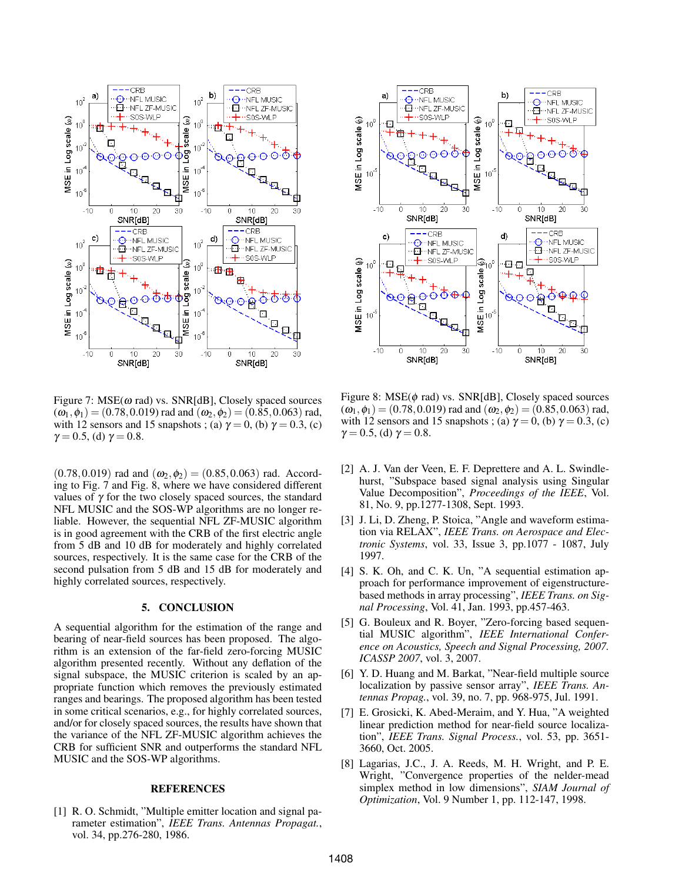a) CRB NFL MUSIC NFL ZF-MUSIC SOS-WLP
MSE in Log scale (ω)
$10^2$ $10^0$ $10^{-2}$ $10^{-4}$ $10^{-6}$
-10 0 10 20 30
SNR[dB]

b) CRB NFL MUSIC NFL ZF-MUSIC SOS-WLP
MSE in Log scale (ω)
$10^2$ $10^0$ $10^{-2}$ $10^{-4}$ $10^{-6}$
-10 0 10 20 30
SNR[dB]

c) CRB NFL MUSIC NFL ZF-MUSIC SOS-WLP
MSE in Log scale (ω)
$10^2$ $10^0$ $10^{-2}$ $10^{-4}$ $10^{-6}$
-10 0 10 20 30
SNR[dB]

d) CRB NFL MUSIC NFL ZF-MUSIC SOS-WLP
MSE in Log scale (ω)
$10^2$ $10^0$ $10^{-2}$ $10^{-4}$ $10^{-6}$
-10 0 10 20 30
SNR[dB]

Figure 7: MSE($\omega$ rad) vs. SNR[dB], Closely spaced sources $(\omega_1, \phi_1) = (0.78, 0.019)$ rad and $(\omega_2, \phi_2) = (0.85, 0.063)$ rad, with 12 sensors and 15 snapshots ; (a) $\gamma = 0$, (b) $\gamma = 0.3$, (c) $\gamma = 0.5$, (d) $\gamma = 0.8$.

a) CRB NFL MUSIC NFL ZF-MUSIC SOS-WLP
MSE in Log scale (ϕ)
$10^0$ $10^{-5}$
-10 0 10 20 30
SNR[dB]

b) CRB NFL MUSIC NFL ZF-MUSIC SOS-WLP
MSE in Log scale (ϕ)
$10^0$ $10^{-5}$
-10 0 10 20 30
SNR[dB]

c) CRB NFL MUSIC NFL ZF-MUSIC SOS-WLP
MSE in Log scale (ϕ)
$10^0$ $10^{-5}$
-10 0 10 20 30
SNR[dB]

d) CRB NFL MUSIC NFL ZF-MUSIC SOS-WLP
MSE in Log scale (ϕ)
$10^0$ $10^{-5}$
-10 0 10 20 30
SNR[dB]

Figure 8: MSE($\phi$ rad) vs. SNR[dB], Closely spaced sources $(\omega_1, \phi_1) = (0.78, 0.019)$ rad and $(\omega_2, \phi_2) = (0.85, 0.063)$ rad, with 12 sensors and 15 snapshots ; (a) $\gamma = 0$, (b) $\gamma = 0.3$, (c) $\gamma = 0.5$, (d) $\gamma = 0.8$.

$(0.78, 0.019)$ rad and $(\omega_2, \phi_2) = (0.85, 0.063)$ rad. According to Fig. 7 and Fig. 8, where we have considered different values of $\gamma$ for the two closely spaced sources, the standard NFL MUSIC and the SOS-WP algorithms are no longer reliable. However, the sequential NFL ZF-MUSIC algorithm is in good agreement with the CRB of the first electric angle from 5 dB and 10 dB for moderately and highly correlated sources, respectively. It is the same case for the CRB of the second pulsation from 5 dB and 15 dB for moderately and highly correlated sources, respectively.

## 5. CONCLUSION

A sequential algorithm for the estimation of the range and bearing of near-field sources has been proposed. The algorithm is an extension of the far-field zero-forcing MUSIC algorithm presented recently. Without any deflation of the signal subspace, the MUSIC criterion is scaled by an appropriate function which removes the previously estimated ranges and bearings. The proposed algorithm has been tested in some critical scenarios, e.g., for highly correlated sources, and/or for closely spaced sources, the results have shown that the variance of the NFL ZF-MUSIC algorithm achieves the CRB for sufficient SNR and outperforms the standard NFL MUSIC and the SOS-WP algorithms.

## REFERENCES

[1] R. O. Schmidt, "Multiple emitter location and signal parameter estimation", *IEEE Trans. Antennas Propagat.*, vol. 34, pp.276-280, 1986.

[2] A. J. Van der Veen, E. F. Deprettere and A. L. Swindlehurst, "Subspace based signal analysis using Singular Value Decomposition", *Proceedings of the IEEE*, Vol. 81, No. 9, pp.1277-1308, Sept. 1993.

[3] J. Li, D. Zheng, P. Stoica, "Angle and waveform estimation via RELAX", *IEEE Trans. on Aerospace and Electronic Systems*, vol. 33, Issue 3, pp.1077 - 1087, July 1997.

[4] S. K. Oh, and C. K. Un, "A sequential estimation approach for performance improvement of eigenstructure-based methods in array processing", *IEEE Trans. on Signal Processing*, Vol. 41, Jan. 1993, pp.457-463.

[5] G. Bouleux and R. Boyer, "Zero-forcing based sequential MUSIC algorithm", *IEEE International Conference on Acoustics, Speech and Signal Processing, 2007. ICASSP 2007*, vol. 3, 2007.

[6] Y. D. Huang and M. Barkat, "Near-field multiple source localization by passive sensor array", *IEEE Trans. Antennas Propag.*, vol. 39, no. 7, pp. 968-975, Jul. 1991.

[7] E. Grosicki, K. Abed-Meraim, and Y. Hua, "A weighted linear prediction method for near-field source localization", *IEEE Trans. Signal Process.*, vol. 53, pp. 3651-3660, Oct. 2005.

[8] Lagarias, J.C., J. A. Reeds, M. H. Wright, and P. E. Wright, "Convergence properties of the nelder-mead simplex method in low dimensions", *SIAM Journal of Optimization*, Vol. 9 Number 1, pp. 112-147, 1998.